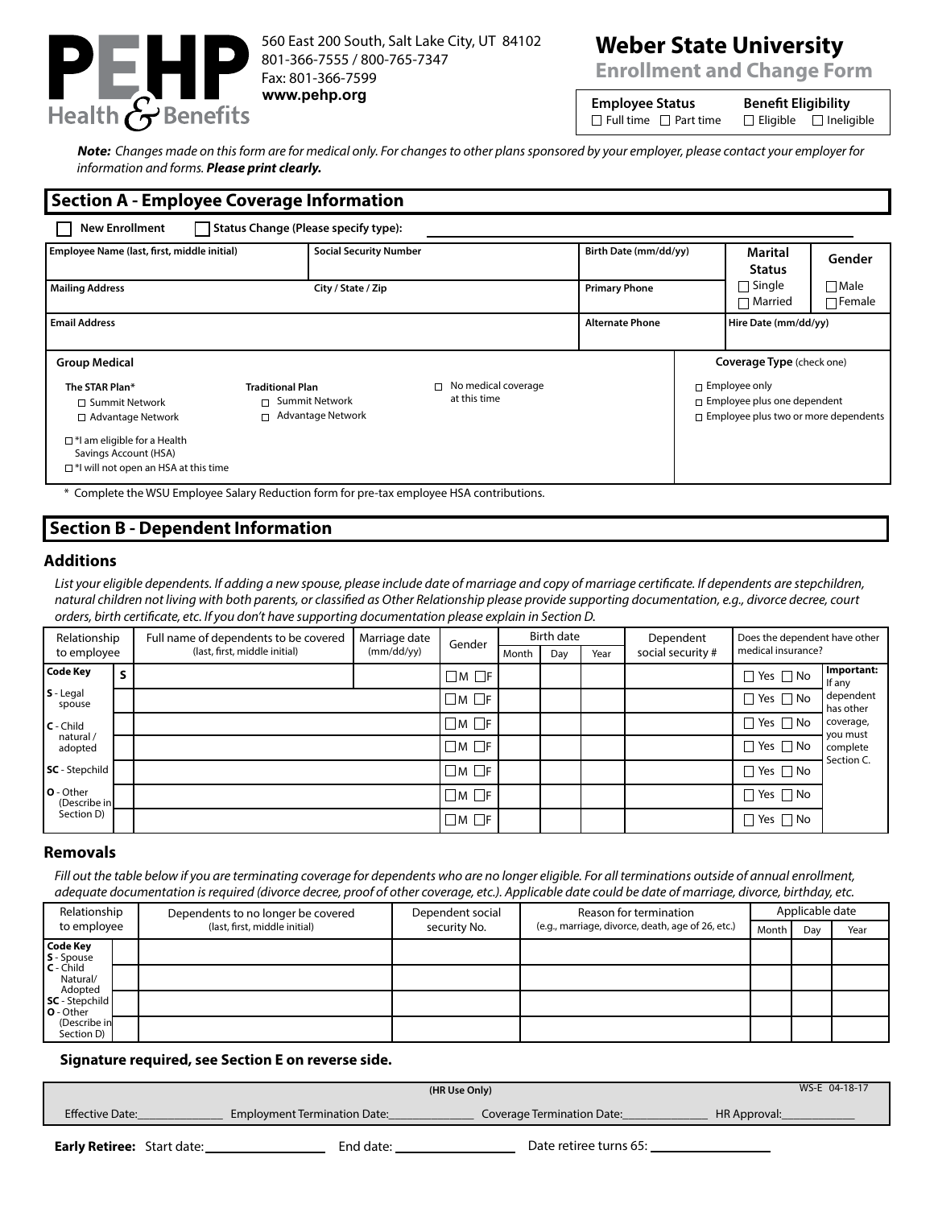**PEHP Health & Benefits**

560 East 200 South, Salt Lake City, UT 84102
801-366-7555 / 800-765-7347
Fax: 801-366-7599
**www.pehp.org**

# Weber State University

## Enrollment and Change Form

| **Employee Status** | **Benefit Eligibility** |
|---|---|
| ☐ Full time ☐ Part time | ☐ Eligible ☐ Ineligible |

***Note:*** *Changes made on this form are for medical only. For changes to other plans sponsored by your employer, please contact your employer for information and forms.* ***Please print clearly.***

## Section A - Employee Coverage Information

☐ **New Enrollment** ☐ **Status Change (Please specify type):** ______________________________

| Employee Name (last, first, middle initial) | Social Security Number | Birth Date (mm/dd/yy) | Marital Status | Gender |
|---|---|---|---|---|
| **Mailing Address** | **City / State / Zip** | **Primary Phone** | ☐ Single ☐ Married | ☐ Male ☐ Female |
| **Email Address** | | **Alternate Phone** | **Hire Date (mm/dd/yy)** | |

**Group Medical**

**The STAR Plan***
- ☐ Summit Network
- ☐ Advantage Network

**Traditional Plan**
- ☐ Summit Network
- ☐ Advantage Network

☐ No medical coverage at this time

☐ *I am eligible for a Health Savings Account (HSA)
☐ *I will not open an HSA at this time

**Coverage Type** (check one)
- ☐ Employee only
- ☐ Employee plus one dependent
- ☐ Employee plus two or more dependents

\* Complete the WSU Employee Salary Reduction form for pre-tax employee HSA contributions.

## Section B - Dependent Information

### Additions

*List your eligible dependents. If adding a new spouse, please include date of marriage and copy of marriage certificate. If dependents are stepchildren, natural children not living with both parents, or classified as Other Relationship please provide supporting documentation, e.g., divorce decree, court orders, birth certificate, etc. If you don't have supporting documentation please explain in Section D.*

| Relationship to employee | | Full name of dependents to be covered (last, first, middle initial) | Marriage date (mm/dd/yy) | Gender | Birth date | | | Dependent social security # | Does the dependent have other medical insurance? | |
|---|---|---|---|---|---|---|---|---|---|---|
| | | | | | Month | Day | Year | | | |
| **Code Key** | S | | | ☐M ☐F | | | | | ☐ Yes ☐ No | **Important:** If any dependent has other coverage, you must complete Section C. |
| **S** - Legal spouse | | | | ☐M ☐F | | | | | ☐ Yes ☐ No | |
| **C** - Child natural / adopted | | | | ☐M ☐F | | | | | ☐ Yes ☐ No | |
| | | | | ☐M ☐F | | | | | ☐ Yes ☐ No | |
| **SC** - Stepchild | | | | ☐M ☐F | | | | | ☐ Yes ☐ No | |
| **O** - Other (Describe in Section D) | | | | ☐M ☐F | | | | | ☐ Yes ☐ No | |
| | | | | ☐M ☐F | | | | | ☐ Yes ☐ No | |

### Removals

*Fill out the table below if you are terminating coverage for dependents who are no longer eligible. For all terminations outside of annual enrollment, adequate documentation is required (divorce decree, proof of other coverage, etc.). Applicable date could be date of marriage, divorce, birthday, etc.*

| Relationship to employee | | Dependents to no longer be covered (last, first, middle initial) | Dependent social security No. | Reason for termination (e.g., marriage, divorce, death, age of 26, etc.) | Applicable date | | |
|---|---|---|---|---|---|---|---|
| | | | | | Month | Day | Year |
| **Code Key** **S** - Spouse | | | | | | | |
| **C** - Child Natural/ Adopted | | | | | | | |
| **SC** - Stepchild | | | | | | | |
| **O** - Other (Describe in Section D) | | | | | | | |

**Signature required, see Section E on reverse side.**

**(HR Use Only)** WS-E 04-18-17

Effective Date:__________ Employment Termination Date:__________ Coverage Termination Date:__________ HR Approval:__________

**Early Retiree:** Start date: __________ End date: __________ Date retiree turns 65: __________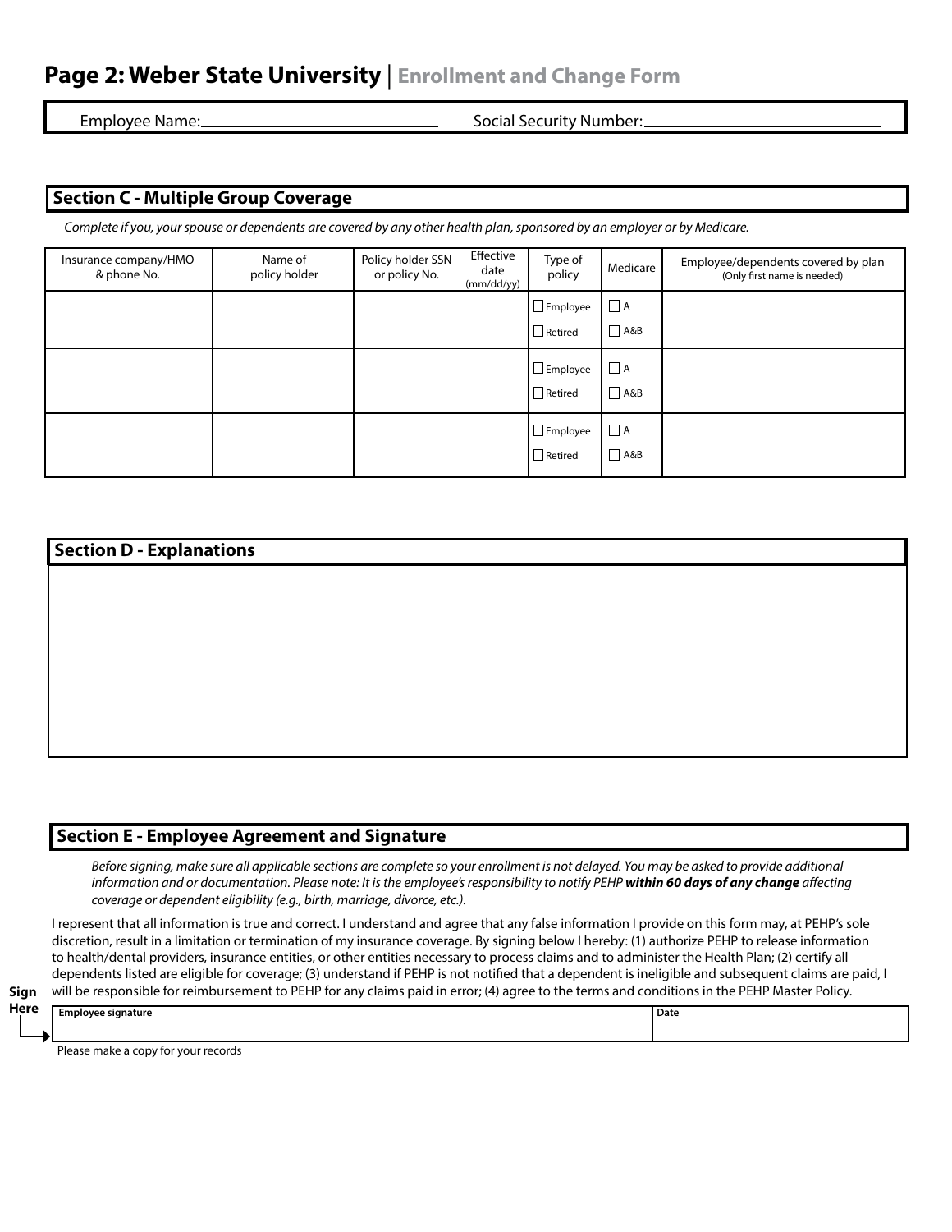# Page 2: Weber State University | Enrollment and Change Form

Employee Name:______________________________ Social Security Number:______________________________

## Section C - Multiple Group Coverage

*Complete if you, your spouse or dependents are covered by any other health plan, sponsored by an employer or by Medicare.*

| Insurance company/HMO & phone No. | Name of policy holder | Policy holder SSN or policy No. | Effective date (mm/dd/yy) | Type of policy | Medicare | Employee/dependents covered by plan (Only first name is needed) |
|---|---|---|---|---|---|---|
| | | | | ☐ Employee ☐ Retired | ☐ A ☐ A&B | |
| | | | | ☐ Employee ☐ Retired | ☐ A ☐ A&B | |
| | | | | ☐ Employee ☐ Retired | ☐ A ☐ A&B | |

## Section D - Explanations

## Section E - Employee Agreement and Signature

*Before signing, make sure all applicable sections are complete so your enrollment is not delayed. You may be asked to provide additional information and or documentation. Please note: It is the employee's responsibility to notify PEHP* ***within 60 days of any change*** *affecting coverage or dependent eligibility (e.g., birth, marriage, divorce, etc.).*

I represent that all information is true and correct. I understand and agree that any false information I provide on this form may, at PEHP's sole discretion, result in a limitation or termination of my insurance coverage. By signing below I hereby: (1) authorize PEHP to release information to health/dental providers, insurance entities, or other entities necessary to process claims and to administer the Health Plan; (2) certify all dependents listed are eligible for coverage; (3) understand if PEHP is not notified that a dependent is ineligible and subsequent claims are paid, I will be responsible for reimbursement to PEHP for any claims paid in error; (4) agree to the terms and conditions in the PEHP Master Policy.

**Sign Here**

| **Employee signature** | **Date** |
|---|---|
| | |

Please make a copy for your records